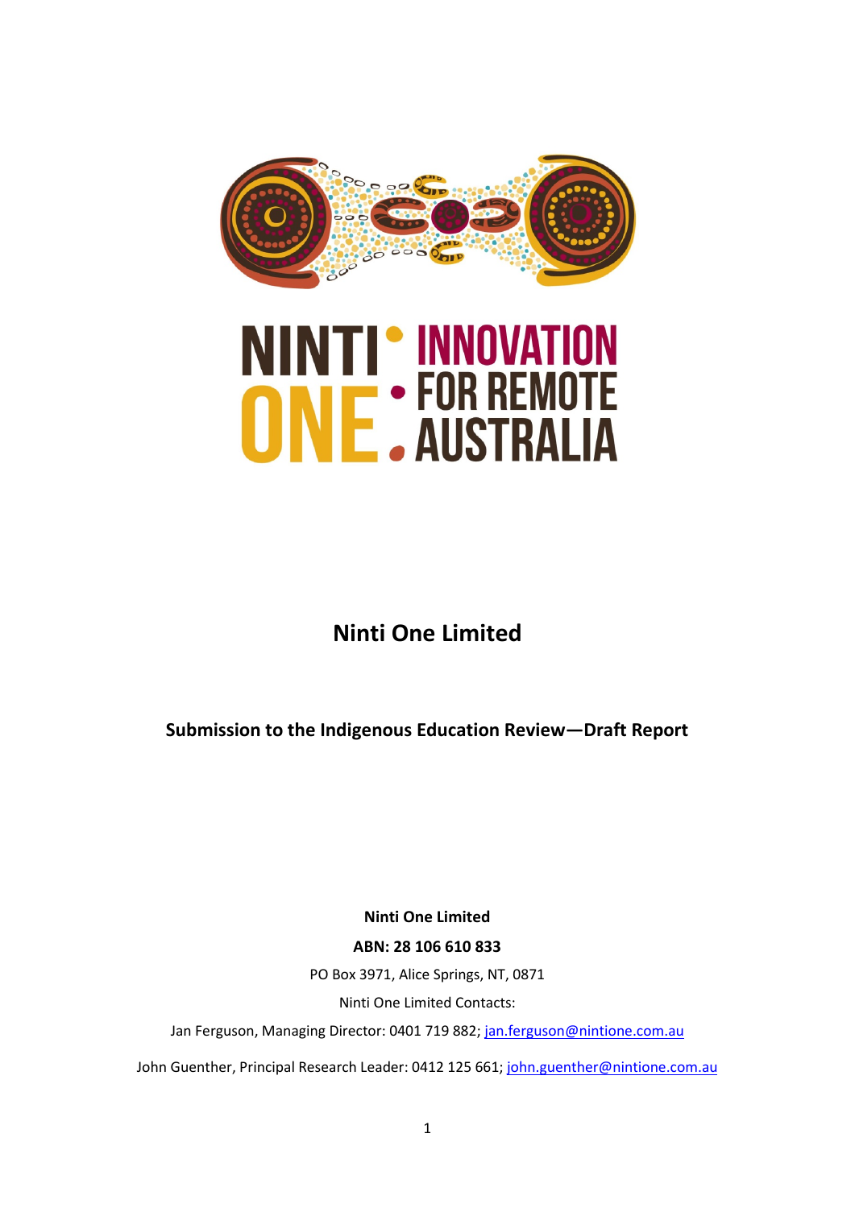NINTI ONE · INNOVATION FOR REMOTE AUSTRALIA

# Ninti One Limited

## Submission to the Indigenous Education Review—Draft Report

**Ninti One Limited**

**ABN: 28 106 610 833**

PO Box 3971, Alice Springs, NT, 0871

Ninti One Limited Contacts:

Jan Ferguson, Managing Director: 0401 719 882; jan.ferguson@nintione.com.au

John Guenther, Principal Research Leader: 0412 125 661; john.guenther@nintione.com.au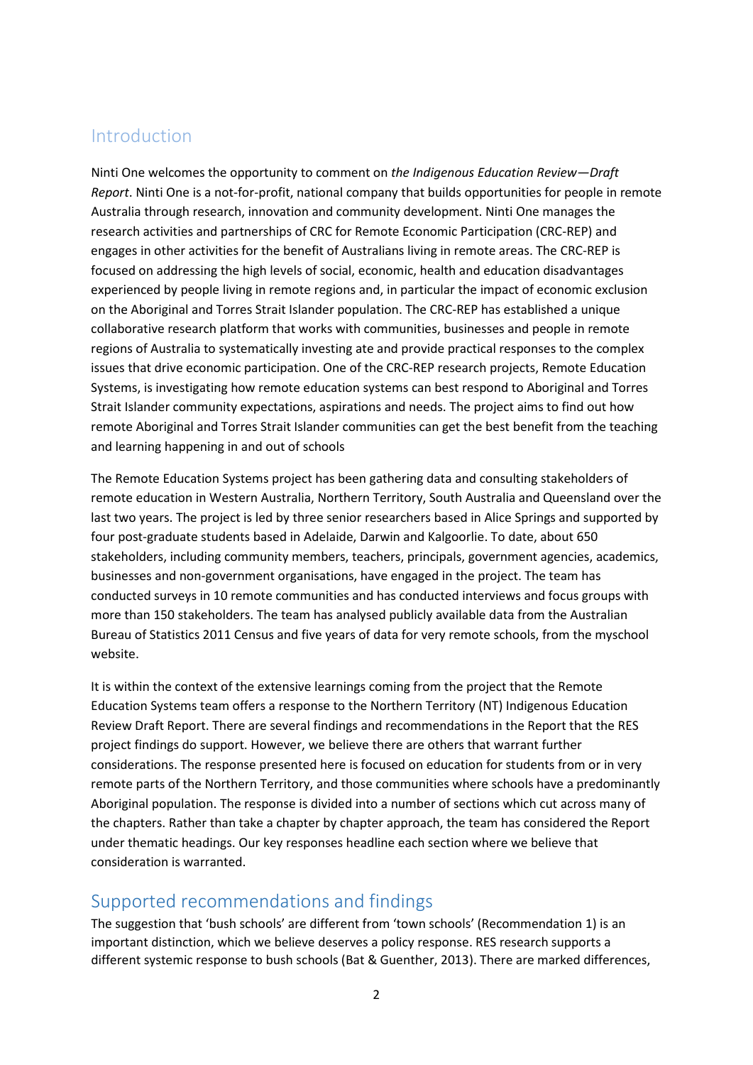## Introduction

Ninti One welcomes the opportunity to comment on *the Indigenous Education Review—Draft Report*. Ninti One is a not-for-profit, national company that builds opportunities for people in remote Australia through research, innovation and community development. Ninti One manages the research activities and partnerships of CRC for Remote Economic Participation (CRC-REP) and engages in other activities for the benefit of Australians living in remote areas. The CRC-REP is focused on addressing the high levels of social, economic, health and education disadvantages experienced by people living in remote regions and, in particular the impact of economic exclusion on the Aboriginal and Torres Strait Islander population. The CRC-REP has established a unique collaborative research platform that works with communities, businesses and people in remote regions of Australia to systematically investing ate and provide practical responses to the complex issues that drive economic participation. One of the CRC-REP research projects, Remote Education Systems, is investigating how remote education systems can best respond to Aboriginal and Torres Strait Islander community expectations, aspirations and needs. The project aims to find out how remote Aboriginal and Torres Strait Islander communities can get the best benefit from the teaching and learning happening in and out of schools

The Remote Education Systems project has been gathering data and consulting stakeholders of remote education in Western Australia, Northern Territory, South Australia and Queensland over the last two years. The project is led by three senior researchers based in Alice Springs and supported by four post-graduate students based in Adelaide, Darwin and Kalgoorlie. To date, about 650 stakeholders, including community members, teachers, principals, government agencies, academics, businesses and non-government organisations, have engaged in the project. The team has conducted surveys in 10 remote communities and has conducted interviews and focus groups with more than 150 stakeholders. The team has analysed publicly available data from the Australian Bureau of Statistics 2011 Census and five years of data for very remote schools, from the myschool website.

It is within the context of the extensive learnings coming from the project that the Remote Education Systems team offers a response to the Northern Territory (NT) Indigenous Education Review Draft Report. There are several findings and recommendations in the Report that the RES project findings do support. However, we believe there are others that warrant further considerations. The response presented here is focused on education for students from or in very remote parts of the Northern Territory, and those communities where schools have a predominantly Aboriginal population. The response is divided into a number of sections which cut across many of the chapters. Rather than take a chapter by chapter approach, the team has considered the Report under thematic headings. Our key responses headline each section where we believe that consideration is warranted.

## Supported recommendations and findings

The suggestion that 'bush schools' are different from 'town schools' (Recommendation 1) is an important distinction, which we believe deserves a policy response. RES research supports a different systemic response to bush schools (Bat & Guenther, 2013). There are marked differences,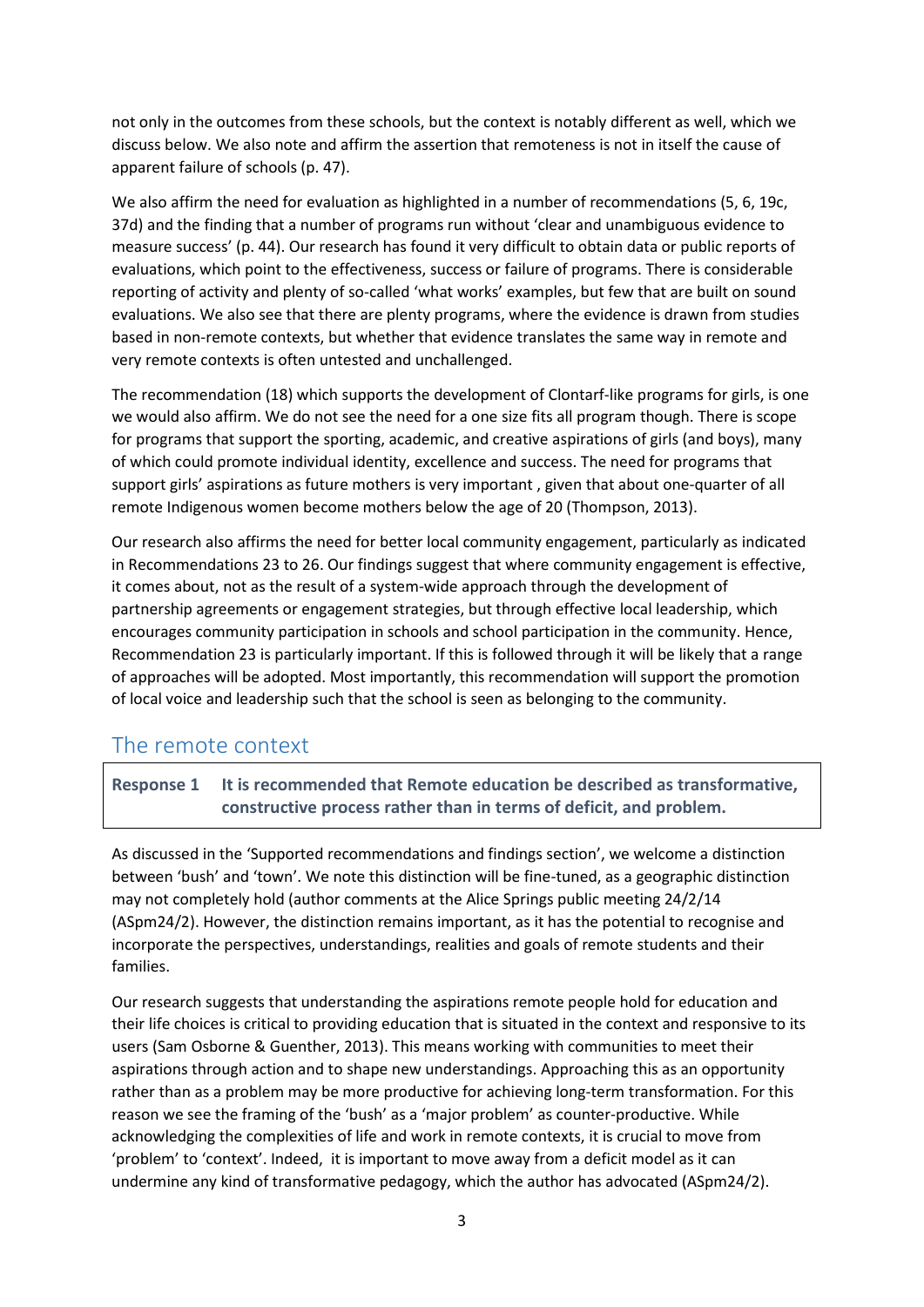not only in the outcomes from these schools, but the context is notably different as well, which we discuss below. We also note and affirm the assertion that remoteness is not in itself the cause of apparent failure of schools (p. 47).

We also affirm the need for evaluation as highlighted in a number of recommendations (5, 6, 19c, 37d) and the finding that a number of programs run without 'clear and unambiguous evidence to measure success' (p. 44). Our research has found it very difficult to obtain data or public reports of evaluations, which point to the effectiveness, success or failure of programs. There is considerable reporting of activity and plenty of so-called 'what works' examples, but few that are built on sound evaluations. We also see that there are plenty programs, where the evidence is drawn from studies based in non-remote contexts, but whether that evidence translates the same way in remote and very remote contexts is often untested and unchallenged.

The recommendation (18) which supports the development of Clontarf-like programs for girls, is one we would also affirm. We do not see the need for a one size fits all program though. There is scope for programs that support the sporting, academic, and creative aspirations of girls (and boys), many of which could promote individual identity, excellence and success. The need for programs that support girls' aspirations as future mothers is very important , given that about one-quarter of all remote Indigenous women become mothers below the age of 20 (Thompson, 2013).

Our research also affirms the need for better local community engagement, particularly as indicated in Recommendations 23 to 26. Our findings suggest that where community engagement is effective, it comes about, not as the result of a system-wide approach through the development of partnership agreements or engagement strategies, but through effective local leadership, which encourages community participation in schools and school participation in the community. Hence, Recommendation 23 is particularly important. If this is followed through it will be likely that a range of approaches will be adopted. Most importantly, this recommendation will support the promotion of local voice and leadership such that the school is seen as belonging to the community.

## The remote context

**Response 1 It is recommended that Remote education be described as transformative, constructive process rather than in terms of deficit, and problem.**

As discussed in the 'Supported recommendations and findings section', we welcome a distinction between 'bush' and 'town'. We note this distinction will be fine-tuned, as a geographic distinction may not completely hold (author comments at the Alice Springs public meeting 24/2/14 (ASpm24/2). However, the distinction remains important, as it has the potential to recognise and incorporate the perspectives, understandings, realities and goals of remote students and their families.

Our research suggests that understanding the aspirations remote people hold for education and their life choices is critical to providing education that is situated in the context and responsive to its users (Sam Osborne & Guenther, 2013). This means working with communities to meet their aspirations through action and to shape new understandings. Approaching this as an opportunity rather than as a problem may be more productive for achieving long-term transformation. For this reason we see the framing of the 'bush' as a 'major problem' as counter-productive. While acknowledging the complexities of life and work in remote contexts, it is crucial to move from 'problem' to 'context'. Indeed, it is important to move away from a deficit model as it can undermine any kind of transformative pedagogy, which the author has advocated (ASpm24/2).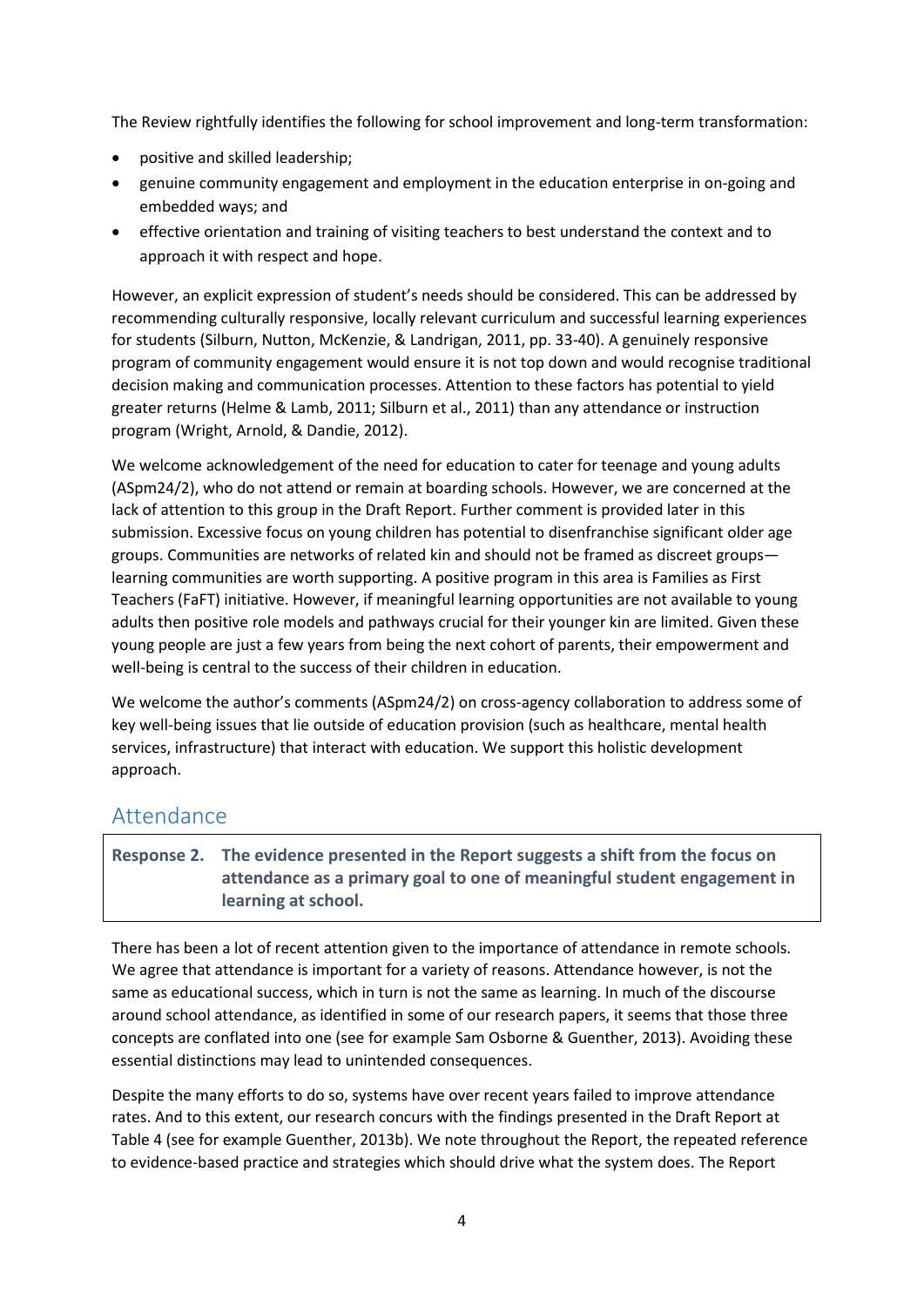The Review rightfully identifies the following for school improvement and long-term transformation:

- positive and skilled leadership;
- genuine community engagement and employment in the education enterprise in on-going and embedded ways; and
- effective orientation and training of visiting teachers to best understand the context and to approach it with respect and hope.

However, an explicit expression of student's needs should be considered. This can be addressed by recommending culturally responsive, locally relevant curriculum and successful learning experiences for students (Silburn, Nutton, McKenzie, & Landrigan, 2011, pp. 33-40). A genuinely responsive program of community engagement would ensure it is not top down and would recognise traditional decision making and communication processes. Attention to these factors has potential to yield greater returns (Helme & Lamb, 2011; Silburn et al., 2011) than any attendance or instruction program (Wright, Arnold, & Dandie, 2012).

We welcome acknowledgement of the need for education to cater for teenage and young adults (ASpm24/2), who do not attend or remain at boarding schools. However, we are concerned at the lack of attention to this group in the Draft Report. Further comment is provided later in this submission. Excessive focus on young children has potential to disenfranchise significant older age groups. Communities are networks of related kin and should not be framed as discreet groups—learning communities are worth supporting. A positive program in this area is Families as First Teachers (FaFT) initiative. However, if meaningful learning opportunities are not available to young adults then positive role models and pathways crucial for their younger kin are limited. Given these young people are just a few years from being the next cohort of parents, their empowerment and well-being is central to the success of their children in education.

We welcome the author's comments (ASpm24/2) on cross-agency collaboration to address some of key well-being issues that lie outside of education provision (such as healthcare, mental health services, infrastructure) that interact with education. We support this holistic development approach.

## Attendance

**Response 2. The evidence presented in the Report suggests a shift from the focus on attendance as a primary goal to one of meaningful student engagement in learning at school.**

There has been a lot of recent attention given to the importance of attendance in remote schools. We agree that attendance is important for a variety of reasons. Attendance however, is not the same as educational success, which in turn is not the same as learning. In much of the discourse around school attendance, as identified in some of our research papers, it seems that those three concepts are conflated into one (see for example Sam Osborne & Guenther, 2013). Avoiding these essential distinctions may lead to unintended consequences.

Despite the many efforts to do so, systems have over recent years failed to improve attendance rates. And to this extent, our research concurs with the findings presented in the Draft Report at Table 4 (see for example Guenther, 2013b). We note throughout the Report, the repeated reference to evidence-based practice and strategies which should drive what the system does. The Report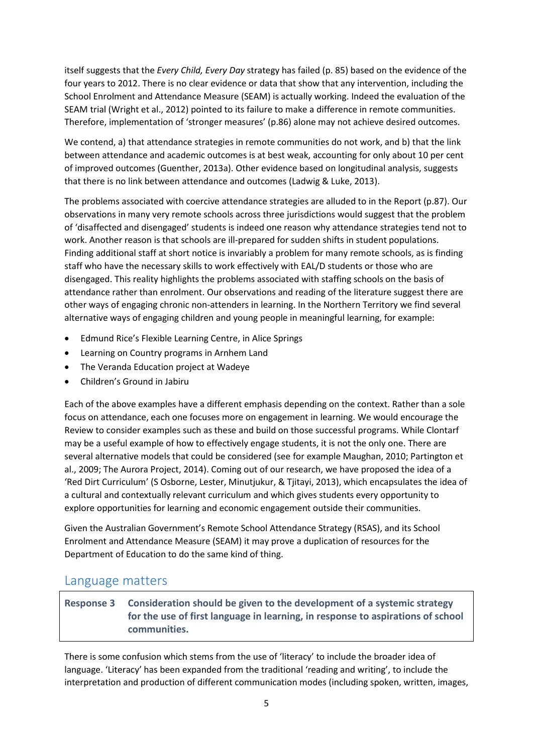itself suggests that the *Every Child, Every Day* strategy has failed (p. 85) based on the evidence of the four years to 2012. There is no clear evidence or data that show that any intervention, including the School Enrolment and Attendance Measure (SEAM) is actually working. Indeed the evaluation of the SEAM trial (Wright et al., 2012) pointed to its failure to make a difference in remote communities. Therefore, implementation of 'stronger measures' (p.86) alone may not achieve desired outcomes.

We contend, a) that attendance strategies in remote communities do not work, and b) that the link between attendance and academic outcomes is at best weak, accounting for only about 10 per cent of improved outcomes (Guenther, 2013a). Other evidence based on longitudinal analysis, suggests that there is no link between attendance and outcomes (Ladwig & Luke, 2013).

The problems associated with coercive attendance strategies are alluded to in the Report (p.87). Our observations in many very remote schools across three jurisdictions would suggest that the problem of 'disaffected and disengaged' students is indeed one reason why attendance strategies tend not to work. Another reason is that schools are ill-prepared for sudden shifts in student populations. Finding additional staff at short notice is invariably a problem for many remote schools, as is finding staff who have the necessary skills to work effectively with EAL/D students or those who are disengaged. This reality highlights the problems associated with staffing schools on the basis of attendance rather than enrolment. Our observations and reading of the literature suggest there are other ways of engaging chronic non-attenders in learning. In the Northern Territory we find several alternative ways of engaging children and young people in meaningful learning, for example:

- Edmund Rice's Flexible Learning Centre, in Alice Springs
- Learning on Country programs in Arnhem Land
- The Veranda Education project at Wadeye
- Children's Ground in Jabiru

Each of the above examples have a different emphasis depending on the context. Rather than a sole focus on attendance, each one focuses more on engagement in learning. We would encourage the Review to consider examples such as these and build on those successful programs. While Clontarf may be a useful example of how to effectively engage students, it is not the only one. There are several alternative models that could be considered (see for example Maughan, 2010; Partington et al., 2009; The Aurora Project, 2014). Coming out of our research, we have proposed the idea of a 'Red Dirt Curriculum' (S Osborne, Lester, Minutjukur, & Tjitayi, 2013), which encapsulates the idea of a cultural and contextually relevant curriculum and which gives students every opportunity to explore opportunities for learning and economic engagement outside their communities.

Given the Australian Government's Remote School Attendance Strategy (RSAS), and its School Enrolment and Attendance Measure (SEAM) it may prove a duplication of resources for the Department of Education to do the same kind of thing.

## Language matters

**Response 3** **Consideration should be given to the development of a systemic strategy for the use of first language in learning, in response to aspirations of school communities.**

There is some confusion which stems from the use of 'literacy' to include the broader idea of language. 'Literacy' has been expanded from the traditional 'reading and writing', to include the interpretation and production of different communication modes (including spoken, written, images,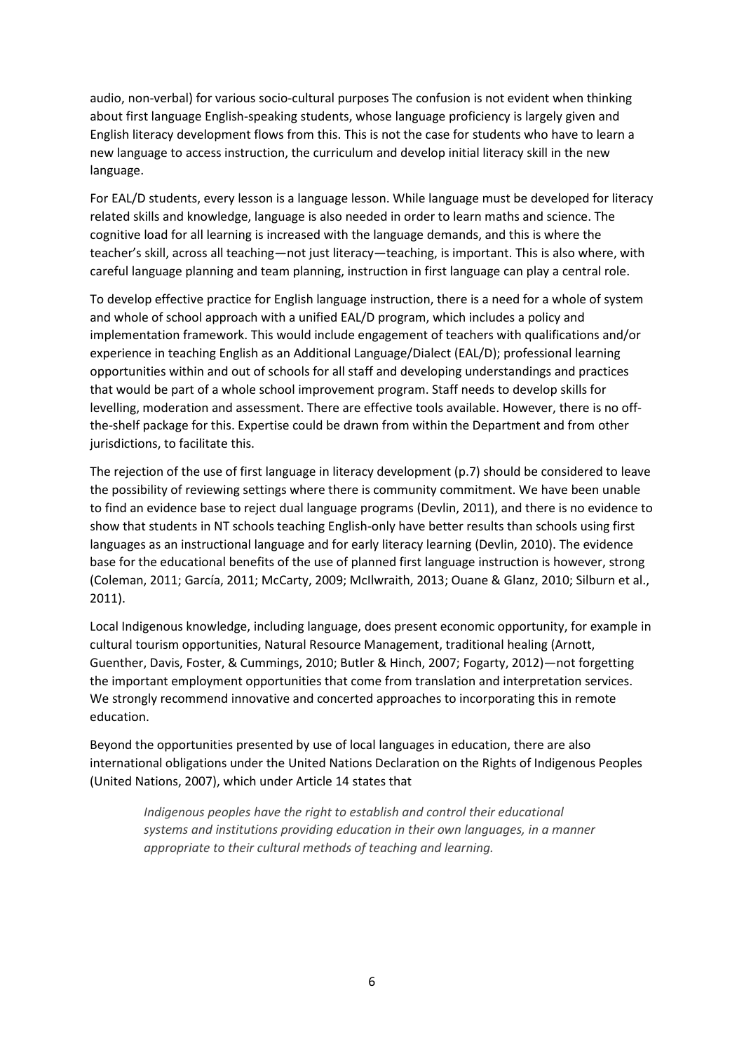audio, non-verbal) for various socio-cultural purposes The confusion is not evident when thinking about first language English-speaking students, whose language proficiency is largely given and English literacy development flows from this. This is not the case for students who have to learn a new language to access instruction, the curriculum and develop initial literacy skill in the new language.

For EAL/D students, every lesson is a language lesson. While language must be developed for literacy related skills and knowledge, language is also needed in order to learn maths and science. The cognitive load for all learning is increased with the language demands, and this is where the teacher's skill, across all teaching—not just literacy—teaching, is important. This is also where, with careful language planning and team planning, instruction in first language can play a central role.

To develop effective practice for English language instruction, there is a need for a whole of system and whole of school approach with a unified EAL/D program, which includes a policy and implementation framework. This would include engagement of teachers with qualifications and/or experience in teaching English as an Additional Language/Dialect (EAL/D); professional learning opportunities within and out of schools for all staff and developing understandings and practices that would be part of a whole school improvement program. Staff needs to develop skills for levelling, moderation and assessment. There are effective tools available. However, there is no off-the-shelf package for this. Expertise could be drawn from within the Department and from other jurisdictions, to facilitate this.

The rejection of the use of first language in literacy development (p.7) should be considered to leave the possibility of reviewing settings where there is community commitment. We have been unable to find an evidence base to reject dual language programs (Devlin, 2011), and there is no evidence to show that students in NT schools teaching English-only have better results than schools using first languages as an instructional language and for early literacy learning (Devlin, 2010). The evidence base for the educational benefits of the use of planned first language instruction is however, strong (Coleman, 2011; García, 2011; McCarty, 2009; McIlwraith, 2013; Ouane & Glanz, 2010; Silburn et al., 2011).

Local Indigenous knowledge, including language, does present economic opportunity, for example in cultural tourism opportunities, Natural Resource Management, traditional healing (Arnott, Guenther, Davis, Foster, & Cummings, 2010; Butler & Hinch, 2007; Fogarty, 2012)—not forgetting the important employment opportunities that come from translation and interpretation services. We strongly recommend innovative and concerted approaches to incorporating this in remote education.

Beyond the opportunities presented by use of local languages in education, there are also international obligations under the United Nations Declaration on the Rights of Indigenous Peoples (United Nations, 2007), which under Article 14 states that

> *Indigenous peoples have the right to establish and control their educational systems and institutions providing education in their own languages, in a manner appropriate to their cultural methods of teaching and learning.*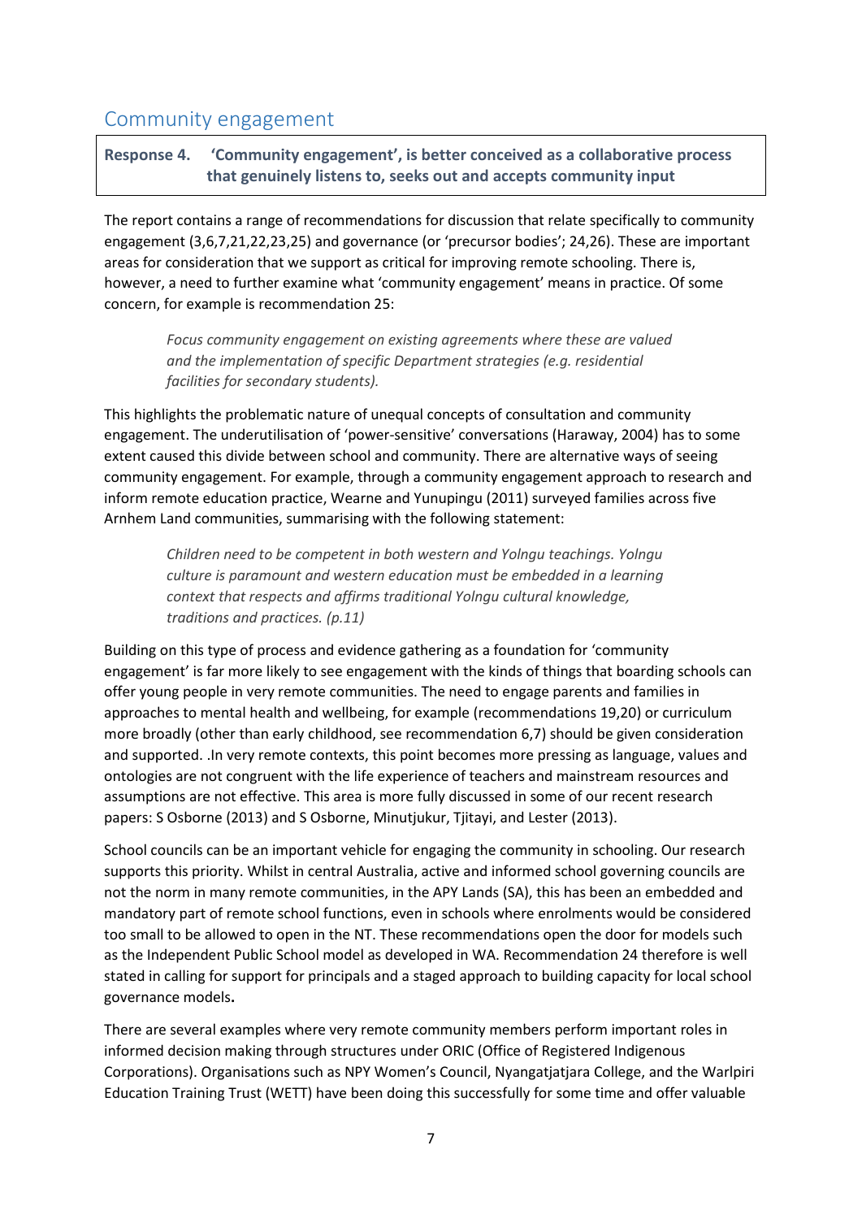## Community engagement

**Response 4. 'Community engagement', is better conceived as a collaborative process that genuinely listens to, seeks out and accepts community input**

The report contains a range of recommendations for discussion that relate specifically to community engagement (3,6,7,21,22,23,25) and governance (or 'precursor bodies'; 24,26). These are important areas for consideration that we support as critical for improving remote schooling. There is, however, a need to further examine what 'community engagement' means in practice. Of some concern, for example is recommendation 25:

> *Focus community engagement on existing agreements where these are valued and the implementation of specific Department strategies (e.g. residential facilities for secondary students).*

This highlights the problematic nature of unequal concepts of consultation and community engagement. The underutilisation of 'power-sensitive' conversations (Haraway, 2004) has to some extent caused this divide between school and community. There are alternative ways of seeing community engagement. For example, through a community engagement approach to research and inform remote education practice, Wearne and Yunupingu (2011) surveyed families across five Arnhem Land communities, summarising with the following statement:

> *Children need to be competent in both western and Yolngu teachings. Yolngu culture is paramount and western education must be embedded in a learning context that respects and affirms traditional Yolngu cultural knowledge, traditions and practices. (p.11)*

Building on this type of process and evidence gathering as a foundation for 'community engagement' is far more likely to see engagement with the kinds of things that boarding schools can offer young people in very remote communities. The need to engage parents and families in approaches to mental health and wellbeing, for example (recommendations 19,20) or curriculum more broadly (other than early childhood, see recommendation 6,7) should be given consideration and supported. .In very remote contexts, this point becomes more pressing as language, values and ontologies are not congruent with the life experience of teachers and mainstream resources and assumptions are not effective. This area is more fully discussed in some of our recent research papers: S Osborne (2013) and S Osborne, Minutjukur, Tjitayi, and Lester (2013).

School councils can be an important vehicle for engaging the community in schooling. Our research supports this priority. Whilst in central Australia, active and informed school governing councils are not the norm in many remote communities, in the APY Lands (SA), this has been an embedded and mandatory part of remote school functions, even in schools where enrolments would be considered too small to be allowed to open in the NT. These recommendations open the door for models such as the Independent Public School model as developed in WA. Recommendation 24 therefore is well stated in calling for support for principals and a staged approach to building capacity for local school governance models**.**

There are several examples where very remote community members perform important roles in informed decision making through structures under ORIC (Office of Registered Indigenous Corporations). Organisations such as NPY Women's Council, Nyangatjatjara College, and the Warlpiri Education Training Trust (WETT) have been doing this successfully for some time and offer valuable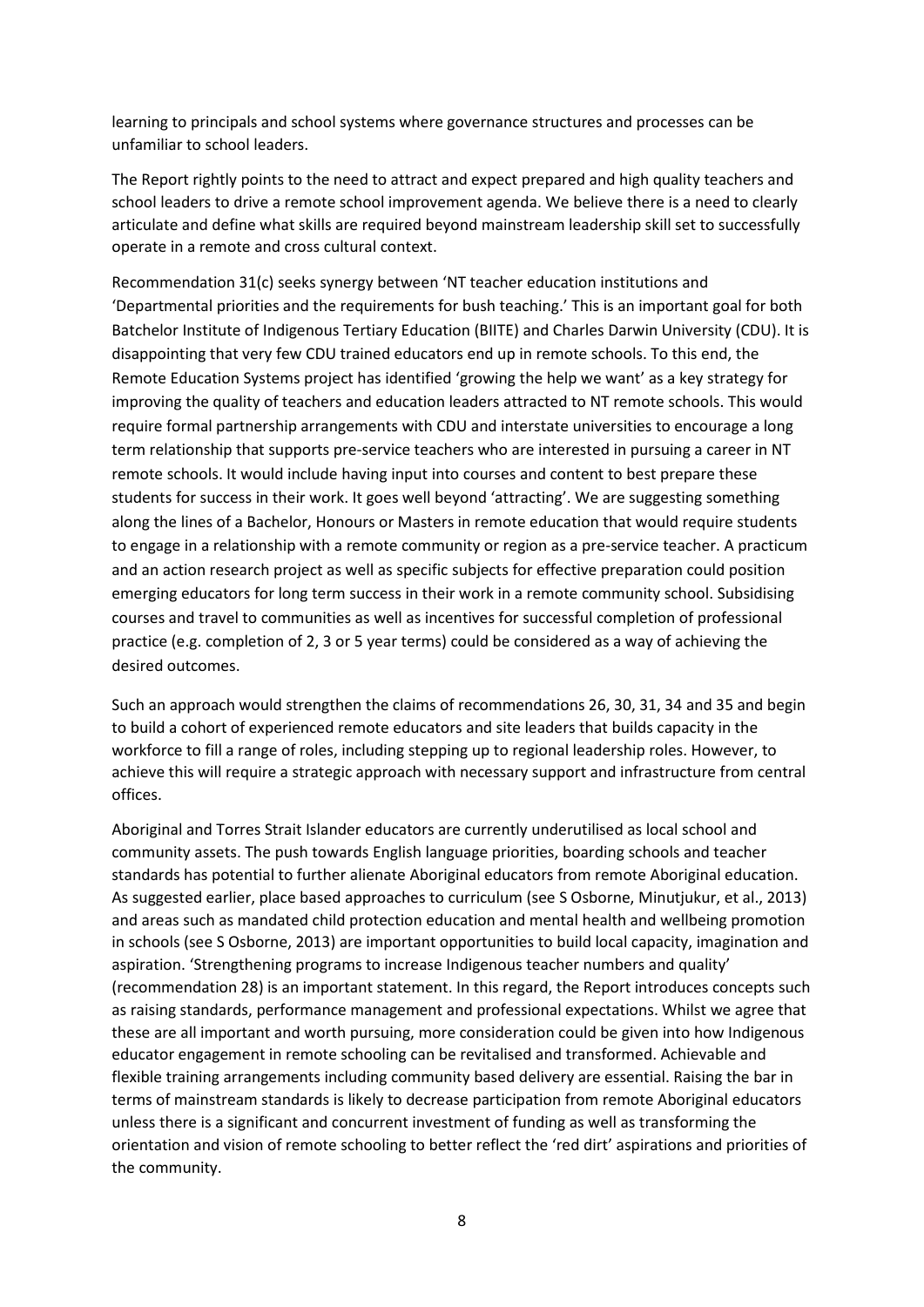learning to principals and school systems where governance structures and processes can be unfamiliar to school leaders.

The Report rightly points to the need to attract and expect prepared and high quality teachers and school leaders to drive a remote school improvement agenda. We believe there is a need to clearly articulate and define what skills are required beyond mainstream leadership skill set to successfully operate in a remote and cross cultural context.

Recommendation 31(c) seeks synergy between 'NT teacher education institutions and 'Departmental priorities and the requirements for bush teaching.' This is an important goal for both Batchelor Institute of Indigenous Tertiary Education (BIITE) and Charles Darwin University (CDU). It is disappointing that very few CDU trained educators end up in remote schools. To this end, the Remote Education Systems project has identified 'growing the help we want' as a key strategy for improving the quality of teachers and education leaders attracted to NT remote schools. This would require formal partnership arrangements with CDU and interstate universities to encourage a long term relationship that supports pre-service teachers who are interested in pursuing a career in NT remote schools. It would include having input into courses and content to best prepare these students for success in their work. It goes well beyond 'attracting'. We are suggesting something along the lines of a Bachelor, Honours or Masters in remote education that would require students to engage in a relationship with a remote community or region as a pre-service teacher. A practicum and an action research project as well as specific subjects for effective preparation could position emerging educators for long term success in their work in a remote community school. Subsidising courses and travel to communities as well as incentives for successful completion of professional practice (e.g. completion of 2, 3 or 5 year terms) could be considered as a way of achieving the desired outcomes.

Such an approach would strengthen the claims of recommendations 26, 30, 31, 34 and 35 and begin to build a cohort of experienced remote educators and site leaders that builds capacity in the workforce to fill a range of roles, including stepping up to regional leadership roles. However, to achieve this will require a strategic approach with necessary support and infrastructure from central offices.

Aboriginal and Torres Strait Islander educators are currently underutilised as local school and community assets. The push towards English language priorities, boarding schools and teacher standards has potential to further alienate Aboriginal educators from remote Aboriginal education. As suggested earlier, place based approaches to curriculum (see S Osborne, Minutjukur, et al., 2013) and areas such as mandated child protection education and mental health and wellbeing promotion in schools (see S Osborne, 2013) are important opportunities to build local capacity, imagination and aspiration. 'Strengthening programs to increase Indigenous teacher numbers and quality' (recommendation 28) is an important statement. In this regard, the Report introduces concepts such as raising standards, performance management and professional expectations. Whilst we agree that these are all important and worth pursuing, more consideration could be given into how Indigenous educator engagement in remote schooling can be revitalised and transformed. Achievable and flexible training arrangements including community based delivery are essential. Raising the bar in terms of mainstream standards is likely to decrease participation from remote Aboriginal educators unless there is a significant and concurrent investment of funding as well as transforming the orientation and vision of remote schooling to better reflect the 'red dirt' aspirations and priorities of the community.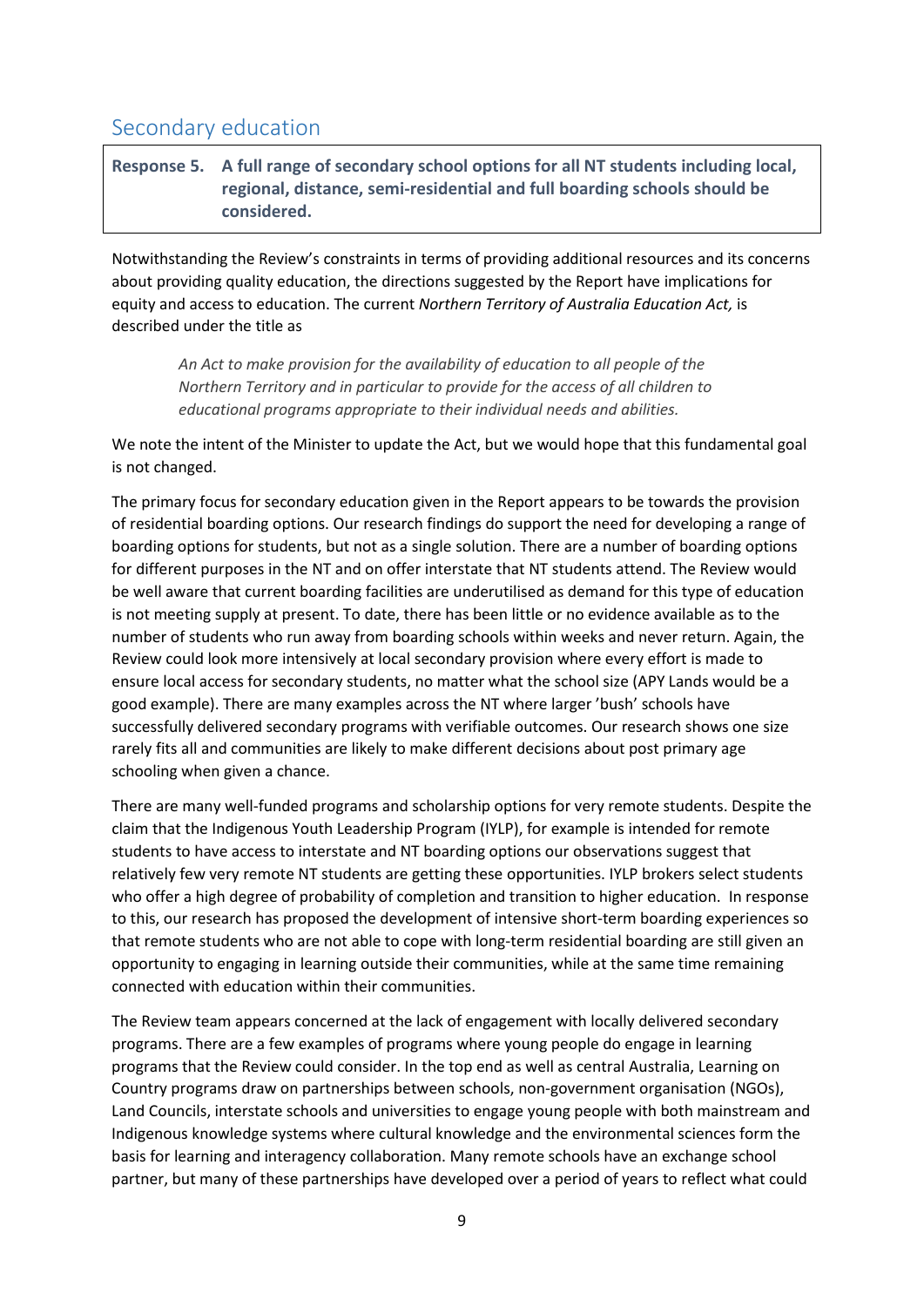## Secondary education

**Response 5. A full range of secondary school options for all NT students including local, regional, distance, semi-residential and full boarding schools should be considered.**

Notwithstanding the Review's constraints in terms of providing additional resources and its concerns about providing quality education, the directions suggested by the Report have implications for equity and access to education. The current *Northern Territory of Australia Education Act,* is described under the title as

> *An Act to make provision for the availability of education to all people of the Northern Territory and in particular to provide for the access of all children to educational programs appropriate to their individual needs and abilities.*

We note the intent of the Minister to update the Act, but we would hope that this fundamental goal is not changed.

The primary focus for secondary education given in the Report appears to be towards the provision of residential boarding options. Our research findings do support the need for developing a range of boarding options for students, but not as a single solution. There are a number of boarding options for different purposes in the NT and on offer interstate that NT students attend. The Review would be well aware that current boarding facilities are underutilised as demand for this type of education is not meeting supply at present. To date, there has been little or no evidence available as to the number of students who run away from boarding schools within weeks and never return. Again, the Review could look more intensively at local secondary provision where every effort is made to ensure local access for secondary students, no matter what the school size (APY Lands would be a good example). There are many examples across the NT where larger 'bush' schools have successfully delivered secondary programs with verifiable outcomes. Our research shows one size rarely fits all and communities are likely to make different decisions about post primary age schooling when given a chance.

There are many well-funded programs and scholarship options for very remote students. Despite the claim that the Indigenous Youth Leadership Program (IYLP), for example is intended for remote students to have access to interstate and NT boarding options our observations suggest that relatively few very remote NT students are getting these opportunities. IYLP brokers select students who offer a high degree of probability of completion and transition to higher education. In response to this, our research has proposed the development of intensive short-term boarding experiences so that remote students who are not able to cope with long-term residential boarding are still given an opportunity to engaging in learning outside their communities, while at the same time remaining connected with education within their communities.

The Review team appears concerned at the lack of engagement with locally delivered secondary programs. There are a few examples of programs where young people do engage in learning programs that the Review could consider. In the top end as well as central Australia, Learning on Country programs draw on partnerships between schools, non-government organisation (NGOs), Land Councils, interstate schools and universities to engage young people with both mainstream and Indigenous knowledge systems where cultural knowledge and the environmental sciences form the basis for learning and interagency collaboration. Many remote schools have an exchange school partner, but many of these partnerships have developed over a period of years to reflect what could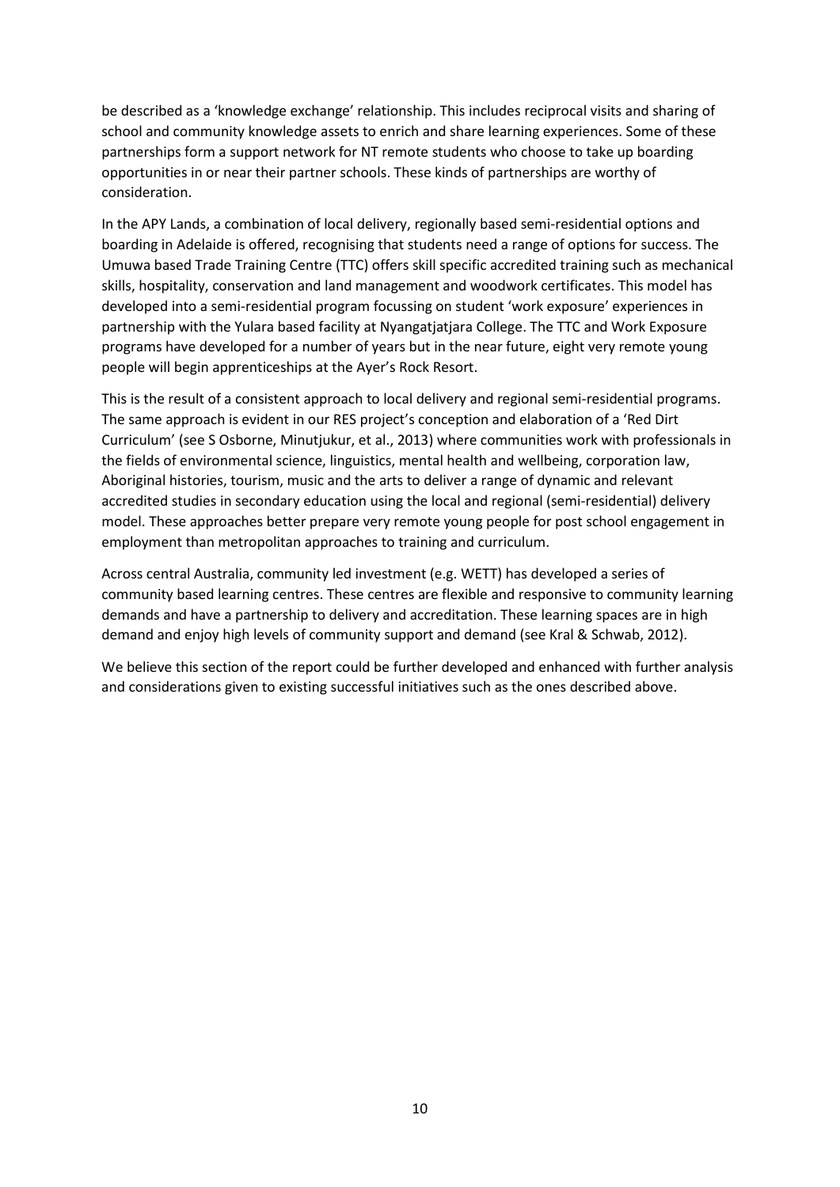be described as a 'knowledge exchange' relationship. This includes reciprocal visits and sharing of school and community knowledge assets to enrich and share learning experiences. Some of these partnerships form a support network for NT remote students who choose to take up boarding opportunities in or near their partner schools. These kinds of partnerships are worthy of consideration.

In the APY Lands, a combination of local delivery, regionally based semi-residential options and boarding in Adelaide is offered, recognising that students need a range of options for success. The Umuwa based Trade Training Centre (TTC) offers skill specific accredited training such as mechanical skills, hospitality, conservation and land management and woodwork certificates. This model has developed into a semi-residential program focussing on student 'work exposure' experiences in partnership with the Yulara based facility at Nyangatjatjara College. The TTC and Work Exposure programs have developed for a number of years but in the near future, eight very remote young people will begin apprenticeships at the Ayer's Rock Resort.

This is the result of a consistent approach to local delivery and regional semi-residential programs. The same approach is evident in our RES project's conception and elaboration of a 'Red Dirt Curriculum' (see S Osborne, Minutjukur, et al., 2013) where communities work with professionals in the fields of environmental science, linguistics, mental health and wellbeing, corporation law, Aboriginal histories, tourism, music and the arts to deliver a range of dynamic and relevant accredited studies in secondary education using the local and regional (semi-residential) delivery model. These approaches better prepare very remote young people for post school engagement in employment than metropolitan approaches to training and curriculum.

Across central Australia, community led investment (e.g. WETT) has developed a series of community based learning centres. These centres are flexible and responsive to community learning demands and have a partnership to delivery and accreditation. These learning spaces are in high demand and enjoy high levels of community support and demand (see Kral & Schwab, 2012).

We believe this section of the report could be further developed and enhanced with further analysis and considerations given to existing successful initiatives such as the ones described above.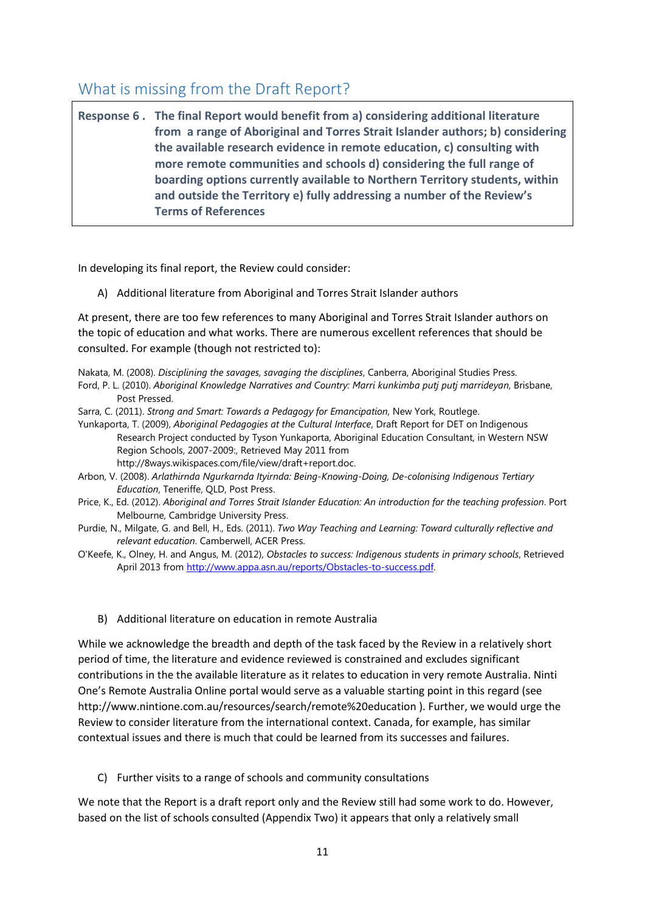## What is missing from the Draft Report?

**Response 6 . The final Report would benefit from a) considering additional literature from a range of Aboriginal and Torres Strait Islander authors; b) considering the available research evidence in remote education, c) consulting with more remote communities and schools d) considering the full range of boarding options currently available to Northern Territory students, within and outside the Territory e) fully addressing a number of the Review's Terms of References**

In developing its final report, the Review could consider:

A) Additional literature from Aboriginal and Torres Strait Islander authors

At present, there are too few references to many Aboriginal and Torres Strait Islander authors on the topic of education and what works. There are numerous excellent references that should be consulted. For example (though not restricted to):

Nakata, M. (2008). *Disciplining the savages, savaging the disciplines*, Canberra, Aboriginal Studies Press.

Ford, P. L. (2010). *Aboriginal Knowledge Narratives and Country: Marri kunkimba putj putj marrideyan*, Brisbane, Post Pressed.

Sarra, C. (2011). *Strong and Smart: Towards a Pedagogy for Emancipation*, New York, Routlege.

Yunkaporta, T. (2009), *Aboriginal Pedagogies at the Cultural Interface*, Draft Report for DET on Indigenous Research Project conducted by Tyson Yunkaporta, Aboriginal Education Consultant, in Western NSW Region Schools, 2007-2009:, Retrieved May 2011 from http://8ways.wikispaces.com/file/view/draft+report.doc.

Arbon, V. (2008). *Arlathirnda Ngurkarnda Ityirnda: Being-Knowing-Doing, De-colonising Indigenous Tertiary Education*, Teneriffe, QLD, Post Press.

Price, K., Ed. (2012). *Aboriginal and Torres Strait Islander Education: An introduction for the teaching profession*. Port Melbourne, Cambridge University Press.

Purdie, N., Milgate, G. and Bell, H., Eds. (2011). *Two Way Teaching and Learning: Toward culturally reflective and relevant education*. Camberwell, ACER Press.

O'Keefe, K., Olney, H. and Angus, M. (2012), *Obstacles to success: Indigenous students in primary schools*, Retrieved April 2013 from http://www.appa.asn.au/reports/Obstacles-to-success.pdf.

B) Additional literature on education in remote Australia

While we acknowledge the breadth and depth of the task faced by the Review in a relatively short period of time, the literature and evidence reviewed is constrained and excludes significant contributions in the the available literature as it relates to education in very remote Australia. Ninti One's Remote Australia Online portal would serve as a valuable starting point in this regard (see http://www.nintione.com.au/resources/search/remote%20education ). Further, we would urge the Review to consider literature from the international context. Canada, for example, has similar contextual issues and there is much that could be learned from its successes and failures.

C) Further visits to a range of schools and community consultations

We note that the Report is a draft report only and the Review still had some work to do. However, based on the list of schools consulted (Appendix Two) it appears that only a relatively small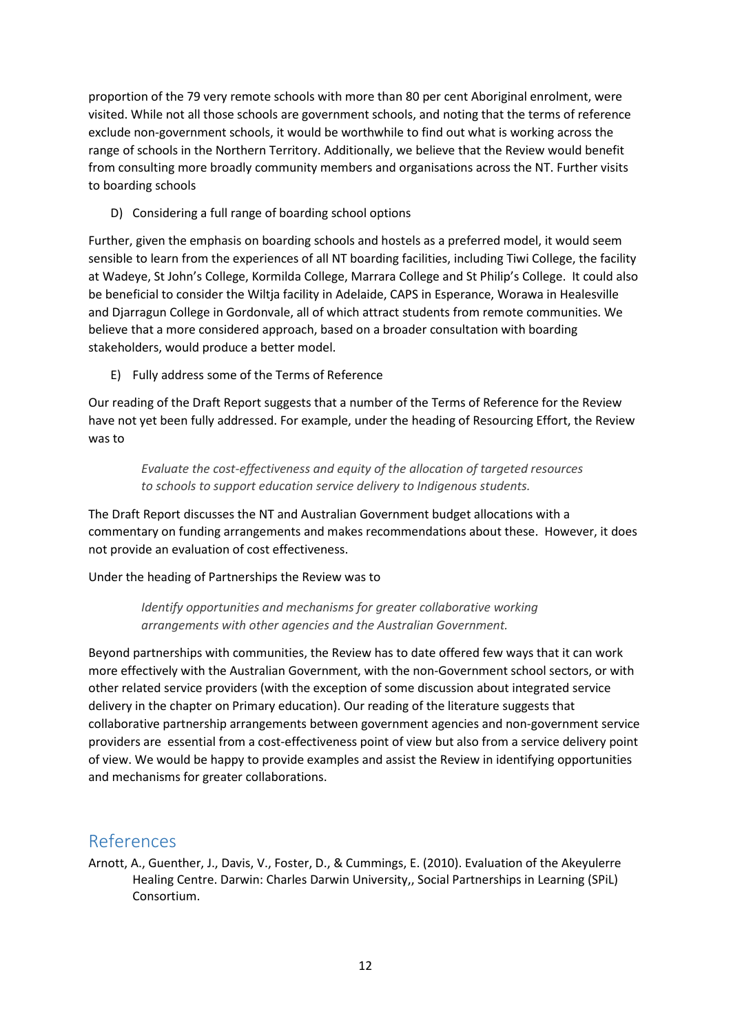proportion of the 79 very remote schools with more than 80 per cent Aboriginal enrolment, were visited. While not all those schools are government schools, and noting that the terms of reference exclude non-government schools, it would be worthwhile to find out what is working across the range of schools in the Northern Territory. Additionally, we believe that the Review would benefit from consulting more broadly community members and organisations across the NT. Further visits to boarding schools

D) Considering a full range of boarding school options

Further, given the emphasis on boarding schools and hostels as a preferred model, it would seem sensible to learn from the experiences of all NT boarding facilities, including Tiwi College, the facility at Wadeye, St John's College, Kormilda College, Marrara College and St Philip's College. It could also be beneficial to consider the Wiltja facility in Adelaide, CAPS in Esperance, Worawa in Healesville and Djarragun College in Gordonvale, all of which attract students from remote communities. We believe that a more considered approach, based on a broader consultation with boarding stakeholders, would produce a better model.

E) Fully address some of the Terms of Reference

Our reading of the Draft Report suggests that a number of the Terms of Reference for the Review have not yet been fully addressed. For example, under the heading of Resourcing Effort, the Review was to

> *Evaluate the cost-effectiveness and equity of the allocation of targeted resources to schools to support education service delivery to Indigenous students.*

The Draft Report discusses the NT and Australian Government budget allocations with a commentary on funding arrangements and makes recommendations about these. However, it does not provide an evaluation of cost effectiveness.

Under the heading of Partnerships the Review was to

> *Identify opportunities and mechanisms for greater collaborative working arrangements with other agencies and the Australian Government.*

Beyond partnerships with communities, the Review has to date offered few ways that it can work more effectively with the Australian Government, with the non-Government school sectors, or with other related service providers (with the exception of some discussion about integrated service delivery in the chapter on Primary education). Our reading of the literature suggests that collaborative partnership arrangements between government agencies and non-government service providers are essential from a cost-effectiveness point of view but also from a service delivery point of view. We would be happy to provide examples and assist the Review in identifying opportunities and mechanisms for greater collaborations.

# References

Arnott, A., Guenther, J., Davis, V., Foster, D., & Cummings, E. (2010). Evaluation of the Akeyulerre Healing Centre. Darwin: Charles Darwin University,, Social Partnerships in Learning (SPiL) Consortium.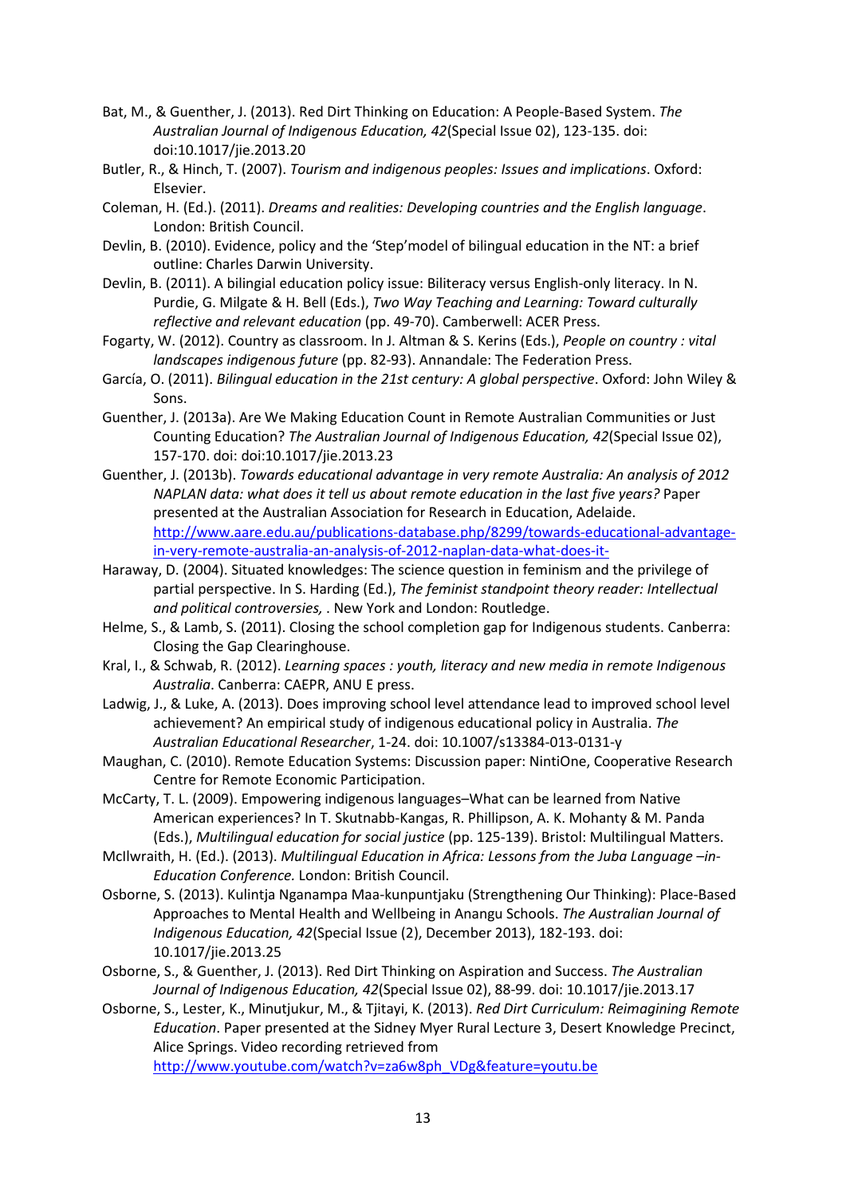Bat, M., & Guenther, J. (2013). Red Dirt Thinking on Education: A People-Based System. *The Australian Journal of Indigenous Education, 42*(Special Issue 02), 123-135. doi: doi:10.1017/jie.2013.20

Butler, R., & Hinch, T. (2007). *Tourism and indigenous peoples: Issues and implications*. Oxford: Elsevier.

Coleman, H. (Ed.). (2011). *Dreams and realities: Developing countries and the English language*. London: British Council.

Devlin, B. (2010). Evidence, policy and the 'Step'model of bilingual education in the NT: a brief outline: Charles Darwin University.

Devlin, B. (2011). A bilingial education policy issue: Biliteracy versus English-only literacy. In N. Purdie, G. Milgate & H. Bell (Eds.), *Two Way Teaching and Learning: Toward culturally reflective and relevant education* (pp. 49-70). Camberwell: ACER Press.

Fogarty, W. (2012). Country as classroom. In J. Altman & S. Kerins (Eds.), *People on country : vital landscapes indigenous future* (pp. 82-93). Annandale: The Federation Press.

García, O. (2011). *Bilingual education in the 21st century: A global perspective*. Oxford: John Wiley & Sons.

Guenther, J. (2013a). Are We Making Education Count in Remote Australian Communities or Just Counting Education? *The Australian Journal of Indigenous Education, 42*(Special Issue 02), 157-170. doi: doi:10.1017/jie.2013.23

Guenther, J. (2013b). *Towards educational advantage in very remote Australia: An analysis of 2012 NAPLAN data: what does it tell us about remote education in the last five years?* Paper presented at the Australian Association for Research in Education, Adelaide. http://www.aare.edu.au/publications-database.php/8299/towards-educational-advantage-in-very-remote-australia-an-analysis-of-2012-naplan-data-what-does-it-

Haraway, D. (2004). Situated knowledges: The science question in feminism and the privilege of partial perspective. In S. Harding (Ed.), *The feminist standpoint theory reader: Intellectual and political controversies,* . New York and London: Routledge.

Helme, S., & Lamb, S. (2011). Closing the school completion gap for Indigenous students. Canberra: Closing the Gap Clearinghouse.

Kral, I., & Schwab, R. (2012). *Learning spaces : youth, literacy and new media in remote Indigenous Australia*. Canberra: CAEPR, ANU E press.

Ladwig, J., & Luke, A. (2013). Does improving school level attendance lead to improved school level achievement? An empirical study of indigenous educational policy in Australia. *The Australian Educational Researcher*, 1-24. doi: 10.1007/s13384-013-0131-y

Maughan, C. (2010). Remote Education Systems: Discussion paper: NintiOne, Cooperative Research Centre for Remote Economic Participation.

McCarty, T. L. (2009). Empowering indigenous languages–What can be learned from Native American experiences? In T. Skutnabb-Kangas, R. Phillipson, A. K. Mohanty & M. Panda (Eds.), *Multilingual education for social justice* (pp. 125-139). Bristol: Multilingual Matters.

McIlwraith, H. (Ed.). (2013). *Multilingual Education in Africa: Lessons from the Juba Language –in-Education Conference.* London: British Council.

Osborne, S. (2013). Kulintja Nganampa Maa-kunpuntjaku (Strengthening Our Thinking): Place-Based Approaches to Mental Health and Wellbeing in Anangu Schools. *The Australian Journal of Indigenous Education, 42*(Special Issue (2), December 2013), 182-193. doi: 10.1017/jie.2013.25

Osborne, S., & Guenther, J. (2013). Red Dirt Thinking on Aspiration and Success. *The Australian Journal of Indigenous Education, 42*(Special Issue 02), 88-99. doi: 10.1017/jie.2013.17

Osborne, S., Lester, K., Minutjukur, M., & Tjitayi, K. (2013). *Red Dirt Curriculum: Reimagining Remote Education*. Paper presented at the Sidney Myer Rural Lecture 3, Desert Knowledge Precinct, Alice Springs. Video recording retrieved from http://www.youtube.com/watch?v=za6w8ph_VDg&feature=youtu.be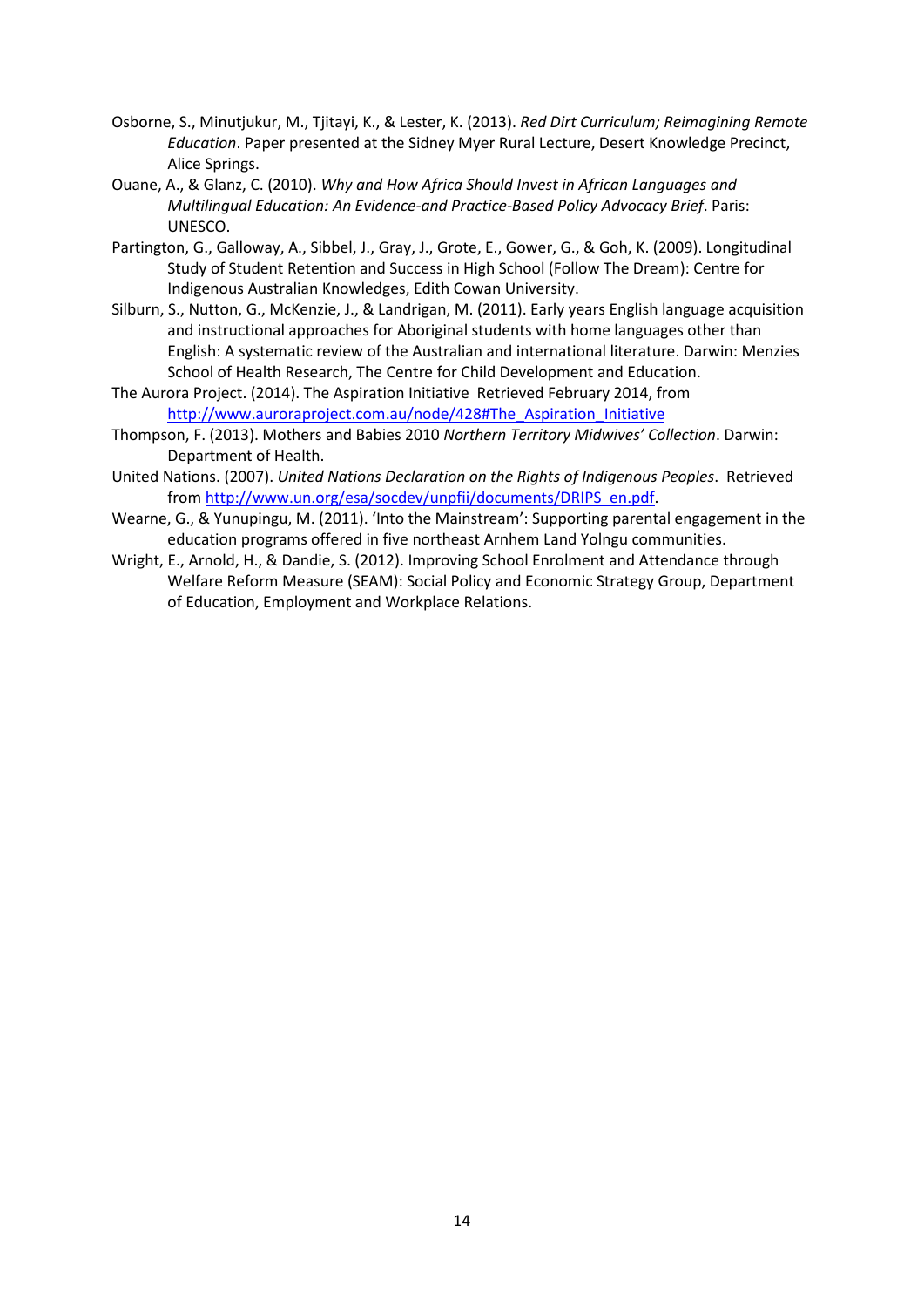Osborne, S., Minutjukur, M., Tjitayi, K., & Lester, K. (2013). *Red Dirt Curriculum; Reimagining Remote Education*. Paper presented at the Sidney Myer Rural Lecture, Desert Knowledge Precinct, Alice Springs.

Ouane, A., & Glanz, C. (2010). *Why and How Africa Should Invest in African Languages and Multilingual Education: An Evidence-and Practice-Based Policy Advocacy Brief*. Paris: UNESCO.

Partington, G., Galloway, A., Sibbel, J., Gray, J., Grote, E., Gower, G., & Goh, K. (2009). Longitudinal Study of Student Retention and Success in High School (Follow The Dream): Centre for Indigenous Australian Knowledges, Edith Cowan University.

Silburn, S., Nutton, G., McKenzie, J., & Landrigan, M. (2011). Early years English language acquisition and instructional approaches for Aboriginal students with home languages other than English: A systematic review of the Australian and international literature. Darwin: Menzies School of Health Research, The Centre for Child Development and Education.

The Aurora Project. (2014). The Aspiration Initiative Retrieved February 2014, from http://www.auroraproject.com.au/node/428#The_Aspiration_Initiative

Thompson, F. (2013). Mothers and Babies 2010 *Northern Territory Midwives' Collection*. Darwin: Department of Health.

United Nations. (2007). *United Nations Declaration on the Rights of Indigenous Peoples*. Retrieved from http://www.un.org/esa/socdev/unpfii/documents/DRIPS_en.pdf.

Wearne, G., & Yunupingu, M. (2011). 'Into the Mainstream': Supporting parental engagement in the education programs offered in five northeast Arnhem Land Yolngu communities.

Wright, E., Arnold, H., & Dandie, S. (2012). Improving School Enrolment and Attendance through Welfare Reform Measure (SEAM): Social Policy and Economic Strategy Group, Department of Education, Employment and Workplace Relations.